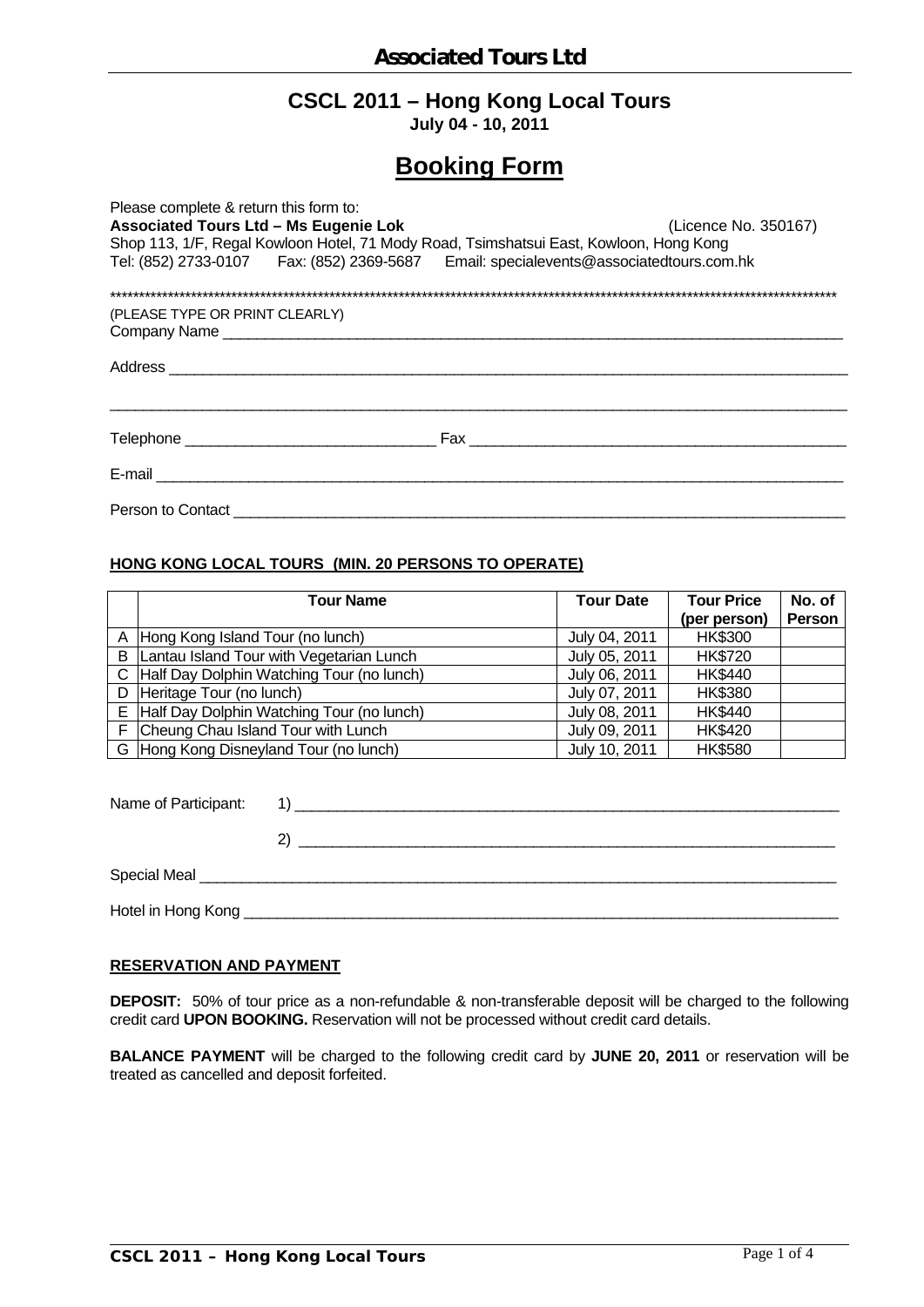# Associated Tours Ltd

## CSCL 2011 – Hong Kong Local Tours

**July 04 - 10, 2011**

# Booking Form

Please complete & return this form to:
**Associated Tours Ltd – Ms Eugenie Lok** (Licence No. 350167)
Shop 113, 1/F, Regal Kowloon Hotel, 71 Mody Road, Tsimshatsui East, Kowloon, Hong Kong
Tel: (852) 2733-0107 Fax: (852) 2369-5687 Email: specialevents@associatedtours.com.hk

**************************************************************************************************************************

(PLEASE TYPE OR PRINT CLEARLY)
Company Name ____________________________________________________________________________

Address _________________________________________________________________________________

_________________________________________________________________________________________

Telephone ______________________________ Fax ______________________________________________

E-mail __________________________________________________________________________________

Person to Contact _________________________________________________________________________

**HONG KONG LOCAL TOURS (MIN. 20 PERSONS TO OPERATE)**

| | Tour Name | Tour Date | Tour Price (per person) | No. of Person |
|---|---|---|---|---|
| A | Hong Kong Island Tour (no lunch) | July 04, 2011 | HK$300 | |
| B | Lantau Island Tour with Vegetarian Lunch | July 05, 2011 | HK$720 | |
| C | Half Day Dolphin Watching Tour (no lunch) | July 06, 2011 | HK$440 | |
| D | Heritage Tour (no lunch) | July 07, 2011 | HK$380 | |
| E | Half Day Dolphin Watching Tour (no lunch) | July 08, 2011 | HK$440 | |
| F | Cheung Chau Island Tour with Lunch | July 09, 2011 | HK$420 | |
| G | Hong Kong Disneyland Tour (no lunch) | July 10, 2011 | HK$580 | |

Name of Participant: 1) _____________________________________________________________________

2) _____________________________________________________________________

Special Meal _____________________________________________________________________________

Hotel in Hong Kong ________________________________________________________________________

**RESERVATION AND PAYMENT**

**DEPOSIT:** 50% of tour price as a non-refundable & non-transferable deposit will be charged to the following credit card **UPON BOOKING.** Reservation will not be processed without credit card details.

**BALANCE PAYMENT** will be charged to the following credit card by **JUNE 20, 2011** or reservation will be treated as cancelled and deposit forfeited.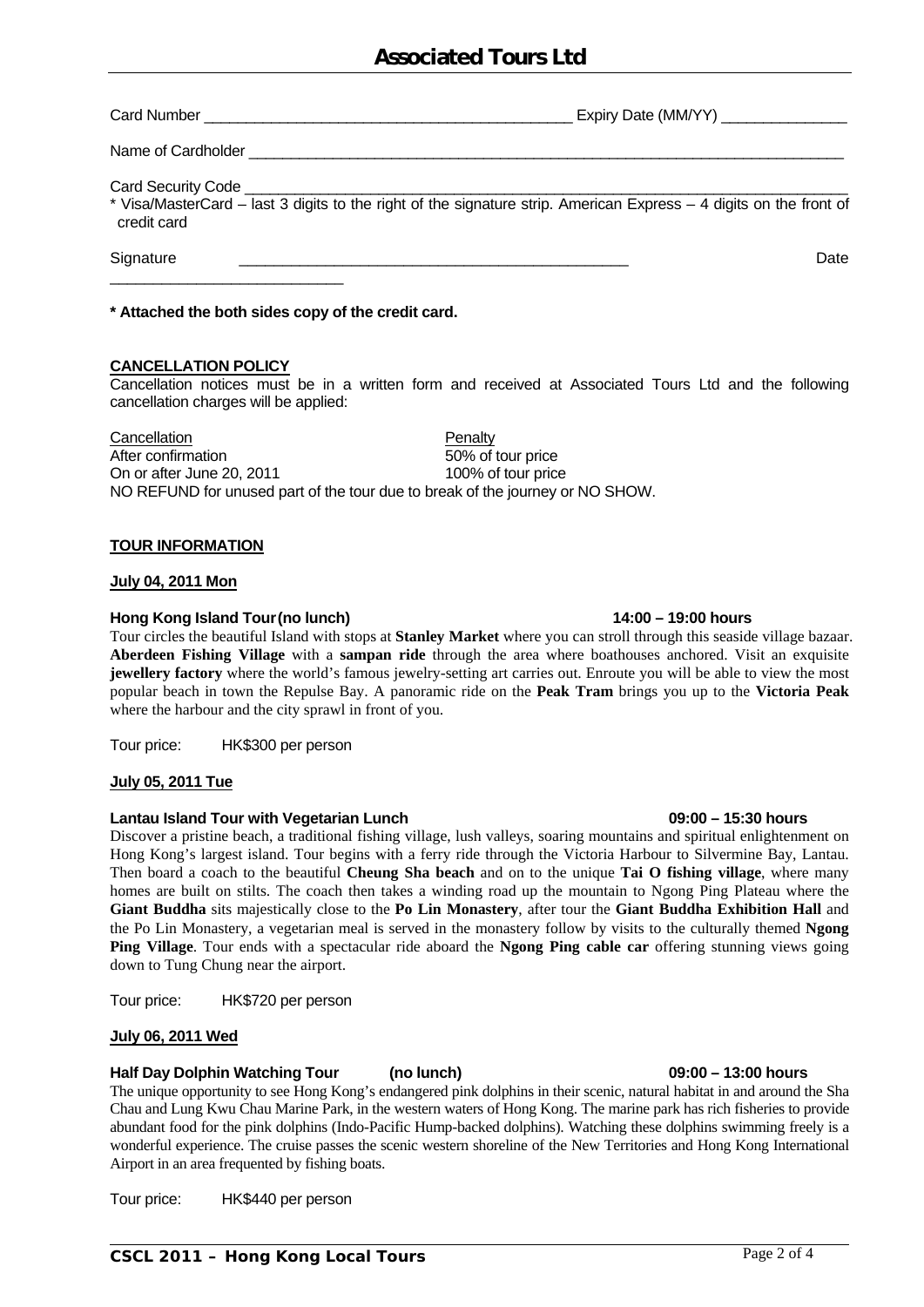# Associated Tours Ltd

Card Number ____________________________________________ Expiry Date (MM/YY) _______________

Name of Cardholder ___________________________________________________________________________

Card Security Code ___________________________________________________________________________
* Visa/MasterCard – last 3 digits to the right of the signature strip. American Express – 4 digits on the front of credit card

Signature ______________________________________________ Date ___________________________

**\* Attached the both sides copy of the credit card.**

**CANCELLATION POLICY**

Cancellation notices must be in a written form and received at Associated Tours Ltd and the following cancellation charges will be applied:

| Cancellation | Penalty |
| --- | --- |
| After confirmation | 50% of tour price |
| On or after June 20, 2011 | 100% of tour price |

NO REFUND for unused part of the tour due to break of the journey or NO SHOW.

**TOUR INFORMATION**

**July 04, 2011 Mon**

**Hong Kong Island Tour (no lunch)** **14:00 – 19:00 hours**

Tour circles the beautiful Island with stops at **Stanley Market** where you can stroll through this seaside village bazaar. **Aberdeen Fishing Village** with a **sampan ride** through the area where boathouses anchored. Visit an exquisite **jewellery factory** where the world's famous jewelry-setting art carries out. Enroute you will be able to view the most popular beach in town the Repulse Bay. A panoramic ride on the **Peak Tram** brings you up to the **Victoria Peak** where the harbour and the city sprawl in front of you.

Tour price: HK$300 per person

**July 05, 2011 Tue**

**Lantau Island Tour with Vegetarian Lunch** **09:00 – 15:30 hours**

Discover a pristine beach, a traditional fishing village, lush valleys, soaring mountains and spiritual enlightenment on Hong Kong's largest island. Tour begins with a ferry ride through the Victoria Harbour to Silvermine Bay, Lantau. Then board a coach to the beautiful **Cheung Sha beach** and on to the unique **Tai O fishing village**, where many homes are built on stilts. The coach then takes a winding road up the mountain to Ngong Ping Plateau where the **Giant Buddha** sits majestically close to the **Po Lin Monastery**, after tour the **Giant Buddha Exhibition Hall** and the Po Lin Monastery, a vegetarian meal is served in the monastery follow by visits to the culturally themed **Ngong Ping Village**. Tour ends with a spectacular ride aboard the **Ngong Ping cable car** offering stunning views going down to Tung Chung near the airport.

Tour price: HK$720 per person

**July 06, 2011 Wed**

**Half Day Dolphin Watching Tour (no lunch)** **09:00 – 13:00 hours**

The unique opportunity to see Hong Kong's endangered pink dolphins in their scenic, natural habitat in and around the Sha Chau and Lung Kwu Chau Marine Park, in the western waters of Hong Kong. The marine park has rich fisheries to provide abundant food for the pink dolphins (Indo-Pacific Hump-backed dolphins). Watching these dolphins swimming freely is a wonderful experience. The cruise passes the scenic western shoreline of the New Territories and Hong Kong International Airport in an area frequented by fishing boats.

Tour price: HK$440 per person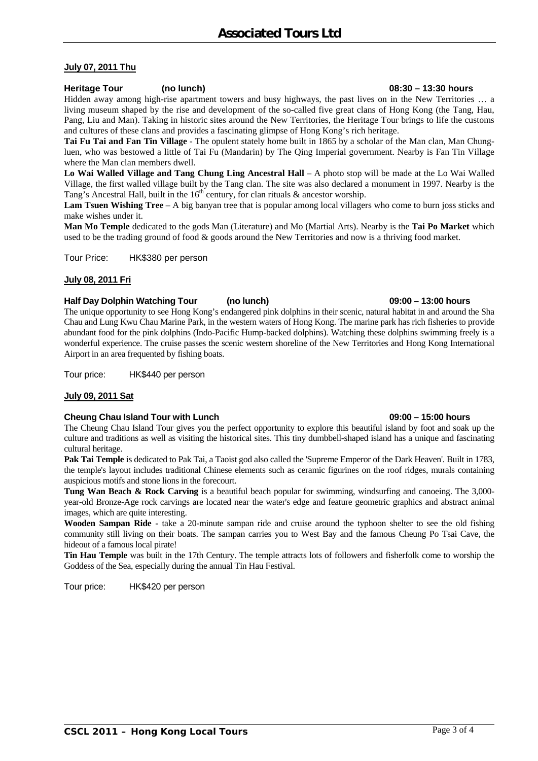**July 07, 2011 Thu**

**Heritage Tour (no lunch) 08:30 – 13:30 hours**

Hidden away among high-rise apartment towers and busy highways, the past lives on in the New Territories … a living museum shaped by the rise and development of the so-called five great clans of Hong Kong (the Tang, Hau, Pang, Liu and Man). Taking in historic sites around the New Territories, the Heritage Tour brings to life the customs and cultures of these clans and provides a fascinating glimpse of Hong Kong's rich heritage.

**Tai Fu Tai and Fan Tin Village** - The opulent stately home built in 1865 by a scholar of the Man clan, Man Chung-luen, who was bestowed a little of Tai Fu (Mandarin) by The Qing Imperial government. Nearby is Fan Tin Village where the Man clan members dwell.

**Lo Wai Walled Village and Tang Chung Ling Ancestral Hall** – A photo stop will be made at the Lo Wai Walled Village, the first walled village built by the Tang clan. The site was also declared a monument in 1997. Nearby is the Tang's Ancestral Hall, built in the 16th century, for clan rituals & ancestor worship.

**Lam Tsuen Wishing Tree** – A big banyan tree that is popular among local villagers who come to burn joss sticks and make wishes under it.

**Man Mo Temple** dedicated to the gods Man (Literature) and Mo (Martial Arts). Nearby is the **Tai Po Market** which used to be the trading ground of food & goods around the New Territories and now is a thriving food market.

Tour Price: HK$380 per person

**July 08, 2011 Fri**

**Half Day Dolphin Watching Tour (no lunch) 09:00 – 13:00 hours**

The unique opportunity to see Hong Kong's endangered pink dolphins in their scenic, natural habitat in and around the Sha Chau and Lung Kwu Chau Marine Park, in the western waters of Hong Kong. The marine park has rich fisheries to provide abundant food for the pink dolphins (Indo-Pacific Hump-backed dolphins). Watching these dolphins swimming freely is a wonderful experience. The cruise passes the scenic western shoreline of the New Territories and Hong Kong International Airport in an area frequented by fishing boats.

Tour price: HK$440 per person

**July 09, 2011 Sat**

**Cheung Chau Island Tour with Lunch 09:00 – 15:00 hours**

The Cheung Chau Island Tour gives you the perfect opportunity to explore this beautiful island by foot and soak up the culture and traditions as well as visiting the historical sites. This tiny dumbbell-shaped island has a unique and fascinating cultural heritage.

**Pak Tai Temple** is dedicated to Pak Tai, a Taoist god also called the 'Supreme Emperor of the Dark Heaven'. Built in 1783, the temple's layout includes traditional Chinese elements such as ceramic figurines on the roof ridges, murals containing auspicious motifs and stone lions in the forecourt.

**Tung Wan Beach & Rock Carving** is a beautiful beach popular for swimming, windsurfing and canoeing. The 3,000-year-old Bronze-Age rock carvings are located near the water's edge and feature geometric graphics and abstract animal images, which are quite interesting.

**Wooden Sampan Ride** - take a 20-minute sampan ride and cruise around the typhoon shelter to see the old fishing community still living on their boats. The sampan carries you to West Bay and the famous Cheung Po Tsai Cave, the hideout of a famous local pirate!

**Tin Hau Temple** was built in the 17th Century. The temple attracts lots of followers and fisherfolk come to worship the Goddess of the Sea, especially during the annual Tin Hau Festival.

Tour price: HK$420 per person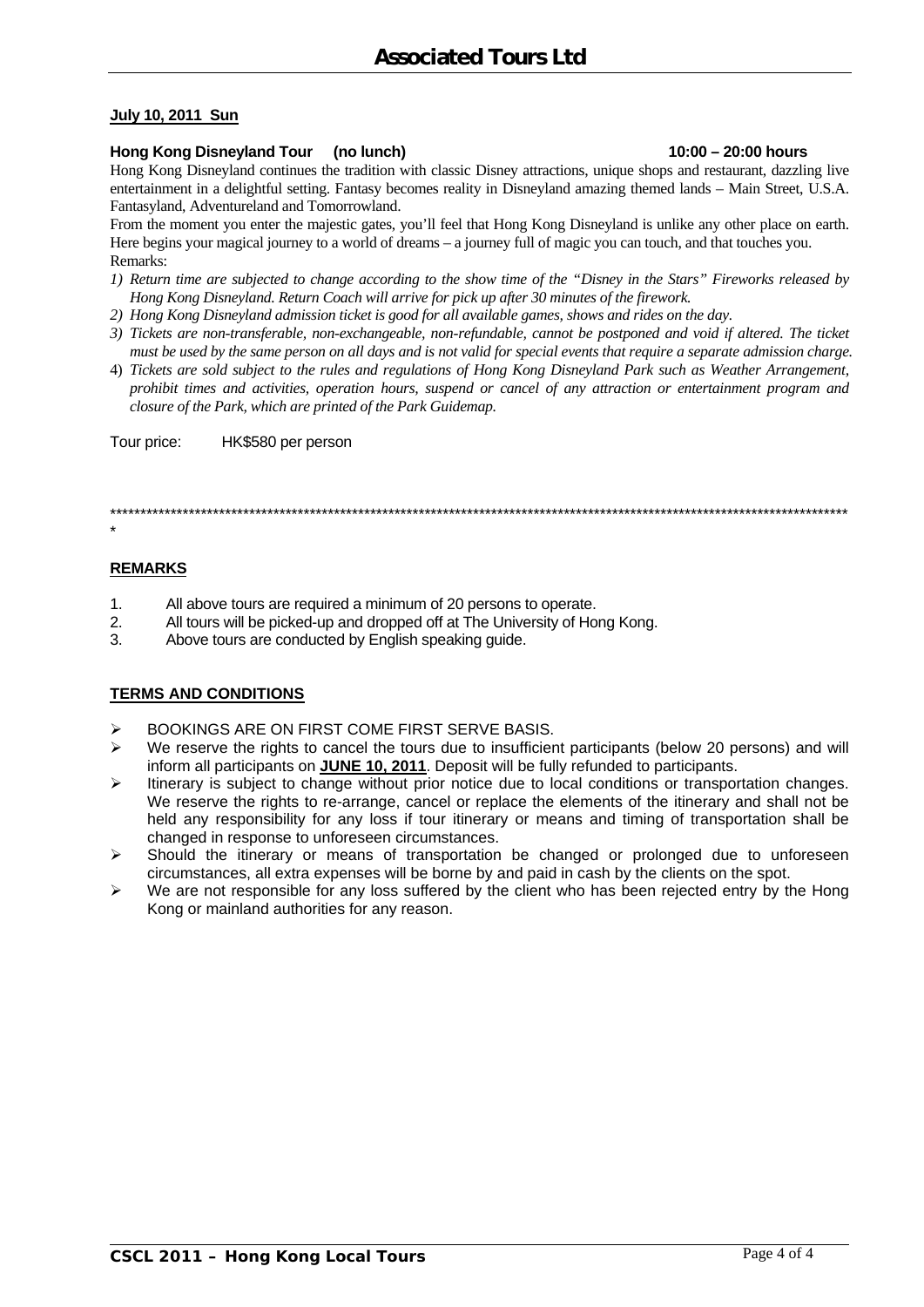# Associated Tours Ltd

**July 10, 2011 Sun**

**Hong Kong Disneyland Tour (no lunch) 10:00 – 20:00 hours**

Hong Kong Disneyland continues the tradition with classic Disney attractions, unique shops and restaurant, dazzling live entertainment in a delightful setting. Fantasy becomes reality in Disneyland amazing themed lands – Main Street, U.S.A. Fantasyland, Adventureland and Tomorrowland.

From the moment you enter the majestic gates, you'll feel that Hong Kong Disneyland is unlike any other place on earth. Here begins your magical journey to a world of dreams – a journey full of magic you can touch, and that touches you.

Remarks:

1) *Return time are subjected to change according to the show time of the "Disney in the Stars" Fireworks released by Hong Kong Disneyland. Return Coach will arrive for pick up after 30 minutes of the firework.*
2) *Hong Kong Disneyland admission ticket is good for all available games, shows and rides on the day.*
3) *Tickets are non-transferable, non-exchangeable, non-refundable, cannot be postponed and void if altered. The ticket must be used by the same person on all days and is not valid for special events that require a separate admission charge.*
4) *Tickets are sold subject to the rules and regulations of Hong Kong Disneyland Park such as Weather Arrangement, prohibit times and activities, operation hours, suspend or cancel of any attraction or entertainment program and closure of the Park, which are printed of the Park Guidemap.*

Tour price: HK$580 per person

*****************************************************************************************************************************

## REMARKS

1. All above tours are required a minimum of 20 persons to operate.
2. All tours will be picked-up and dropped off at The University of Hong Kong.
3. Above tours are conducted by English speaking guide.

## TERMS AND CONDITIONS

- BOOKINGS ARE ON FIRST COME FIRST SERVE BASIS.
- We reserve the rights to cancel the tours due to insufficient participants (below 20 persons) and will inform all participants on **JUNE 10, 2011**. Deposit will be fully refunded to participants.
- Itinerary is subject to change without prior notice due to local conditions or transportation changes. We reserve the rights to re-arrange, cancel or replace the elements of the itinerary and shall not be held any responsibility for any loss if tour itinerary or means and timing of transportation shall be changed in response to unforeseen circumstances.
- Should the itinerary or means of transportation be changed or prolonged due to unforeseen circumstances, all extra expenses will be borne by and paid in cash by the clients on the spot.
- We are not responsible for any loss suffered by the client who has been rejected entry by the Hong Kong or mainland authorities for any reason.